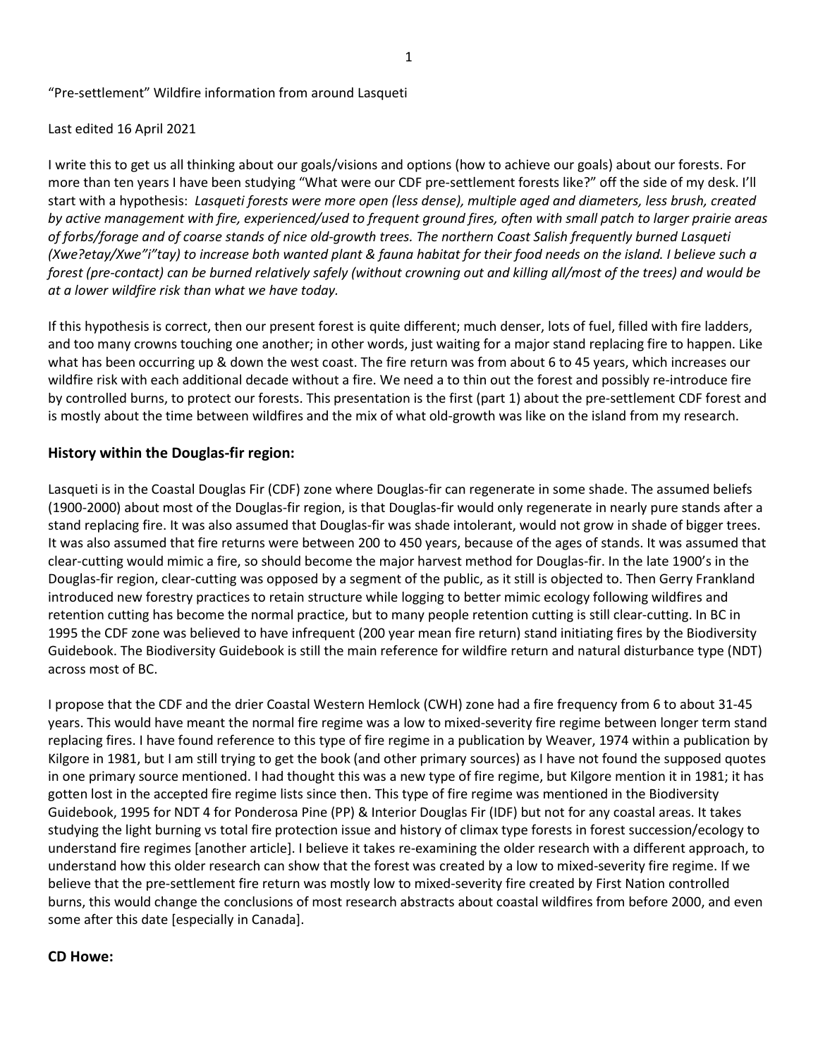“Pre-settlement” Wildfire information from around Lasqueti

Last edited 16 April 2021

I write this to get us all thinking about our goals/visions and options (how to achieve our goals) about our forests. For more than ten years I have been studying “What were our CDF pre-settlement forests like?” off the side of my desk. I’ll start with a hypothesis: *Lasqueti forests were more open (less dense), multiple aged and diameters, less brush, created by active management with fire, experienced/used to frequent ground fires, often with small patch to larger prairie areas of forbs/forage and of coarse stands of nice old-growth trees. The northern Coast Salish frequently burned Lasqueti (Xwe?etay/Xwe”i”tay) to increase both wanted plant & fauna habitat for their food needs on the island. I believe such a forest (pre-contact) can be burned relatively safely (without crowning out and killing all/most of the trees) and would be at a lower wildfire risk than what we have today.*

If this hypothesis is correct, then our present forest is quite different; much denser, lots of fuel, filled with fire ladders, and too many crowns touching one another; in other words, just waiting for a major stand replacing fire to happen. Like what has been occurring up & down the west coast. The fire return was from about 6 to 45 years, which increases our wildfire risk with each additional decade without a fire. We need a to thin out the forest and possibly re-introduce fire by controlled burns, to protect our forests. This presentation is the first (part 1) about the pre-settlement CDF forest and is mostly about the time between wildfires and the mix of what old-growth was like on the island from my research.

## History within the Douglas-fir region:

Lasqueti is in the Coastal Douglas Fir (CDF) zone where Douglas-fir can regenerate in some shade. The assumed beliefs (1900-2000) about most of the Douglas-fir region, is that Douglas-fir would only regenerate in nearly pure stands after a stand replacing fire. It was also assumed that Douglas-fir was shade intolerant, would not grow in shade of bigger trees. It was also assumed that fire returns were between 200 to 450 years, because of the ages of stands. It was assumed that clear-cutting would mimic a fire, so should become the major harvest method for Douglas-fir. In the late 1900’s in the Douglas-fir region, clear-cutting was opposed by a segment of the public, as it still is objected to. Then Gerry Frankland introduced new forestry practices to retain structure while logging to better mimic ecology following wildfires and retention cutting has become the normal practice, but to many people retention cutting is still clear-cutting. In BC in 1995 the CDF zone was believed to have infrequent (200 year mean fire return) stand initiating fires by the Biodiversity Guidebook. The Biodiversity Guidebook is still the main reference for wildfire return and natural disturbance type (NDT) across most of BC.

I propose that the CDF and the drier Coastal Western Hemlock (CWH) zone had a fire frequency from 6 to about 31-45 years. This would have meant the normal fire regime was a low to mixed-severity fire regime between longer term stand replacing fires. I have found reference to this type of fire regime in a publication by Weaver, 1974 within a publication by Kilgore in 1981, but I am still trying to get the book (and other primary sources) as I have not found the supposed quotes in one primary source mentioned. I had thought this was a new type of fire regime, but Kilgore mention it in 1981; it has gotten lost in the accepted fire regime lists since then. This type of fire regime was mentioned in the Biodiversity Guidebook, 1995 for NDT 4 for Ponderosa Pine (PP) & Interior Douglas Fir (IDF) but not for any coastal areas. It takes studying the light burning vs total fire protection issue and history of climax type forests in forest succession/ecology to understand fire regimes [another article]. I believe it takes re-examining the older research with a different approach, to understand how this older research can show that the forest was created by a low to mixed-severity fire regime. If we believe that the pre-settlement fire return was mostly low to mixed-severity fire created by First Nation controlled burns, this would change the conclusions of most research abstracts about coastal wildfires from before 2000, and even some after this date [especially in Canada].

## CD Howe: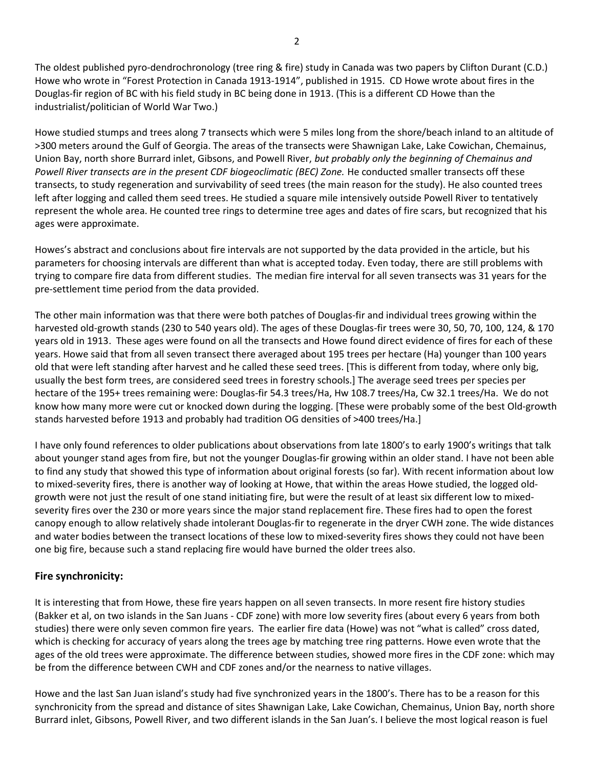The oldest published pyro-dendrochronology (tree ring & fire) study in Canada was two papers by Clifton Durant (C.D.) Howe who wrote in "Forest Protection in Canada 1913-1914", published in 1915. CD Howe wrote about fires in the Douglas-fir region of BC with his field study in BC being done in 1913. (This is a different CD Howe than the industrialist/politician of World War Two.)

Howe studied stumps and trees along 7 transects which were 5 miles long from the shore/beach inland to an altitude of >300 meters around the Gulf of Georgia. The areas of the transects were Shawnigan Lake, Lake Cowichan, Chemainus, Union Bay, north shore Burrard inlet, Gibsons, and Powell River, *but probably only the beginning of Chemainus and Powell River transects are in the present CDF biogeoclimatic (BEC) Zone.* He conducted smaller transects off these transects, to study regeneration and survivability of seed trees (the main reason for the study). He also counted trees left after logging and called them seed trees. He studied a square mile intensively outside Powell River to tentatively represent the whole area. He counted tree rings to determine tree ages and dates of fire scars, but recognized that his ages were approximate.

Howes's abstract and conclusions about fire intervals are not supported by the data provided in the article, but his parameters for choosing intervals are different than what is accepted today. Even today, there are still problems with trying to compare fire data from different studies. The median fire interval for all seven transects was 31 years for the pre-settlement time period from the data provided.

The other main information was that there were both patches of Douglas-fir and individual trees growing within the harvested old-growth stands (230 to 540 years old). The ages of these Douglas-fir trees were 30, 50, 70, 100, 124, & 170 years old in 1913. These ages were found on all the transects and Howe found direct evidence of fires for each of these years. Howe said that from all seven transect there averaged about 195 trees per hectare (Ha) younger than 100 years old that were left standing after harvest and he called these seed trees. [This is different from today, where only big, usually the best form trees, are considered seed trees in forestry schools.] The average seed trees per species per hectare of the 195+ trees remaining were: Douglas-fir 54.3 trees/Ha, Hw 108.7 trees/Ha, Cw 32.1 trees/Ha. We do not know how many more were cut or knocked down during the logging. [These were probably some of the best Old-growth stands harvested before 1913 and probably had tradition OG densities of >400 trees/Ha.]

I have only found references to older publications about observations from late 1800's to early 1900's writings that talk about younger stand ages from fire, but not the younger Douglas-fir growing within an older stand. I have not been able to find any study that showed this type of information about original forests (so far). With recent information about low to mixed-severity fires, there is another way of looking at Howe, that within the areas Howe studied, the logged old-growth were not just the result of one stand initiating fire, but were the result of at least six different low to mixed-severity fires over the 230 or more years since the major stand replacement fire. These fires had to open the forest canopy enough to allow relatively shade intolerant Douglas-fir to regenerate in the dryer CWH zone. The wide distances and water bodies between the transect locations of these low to mixed-severity fires shows they could not have been one big fire, because such a stand replacing fire would have burned the older trees also.

## Fire synchronicity:

It is interesting that from Howe, these fire years happen on all seven transects. In more resent fire history studies (Bakker et al, on two islands in the San Juans - CDF zone) with more low severity fires (about every 6 years from both studies) there were only seven common fire years. The earlier fire data (Howe) was not "what is called" cross dated, which is checking for accuracy of years along the trees age by matching tree ring patterns. Howe even wrote that the ages of the old trees were approximate. The difference between studies, showed more fires in the CDF zone: which may be from the difference between CWH and CDF zones and/or the nearness to native villages.

Howe and the last San Juan island's study had five synchronized years in the 1800's. There has to be a reason for this synchronicity from the spread and distance of sites Shawnigan Lake, Lake Cowichan, Chemainus, Union Bay, north shore Burrard inlet, Gibsons, Powell River, and two different islands in the San Juan's. I believe the most logical reason is fuel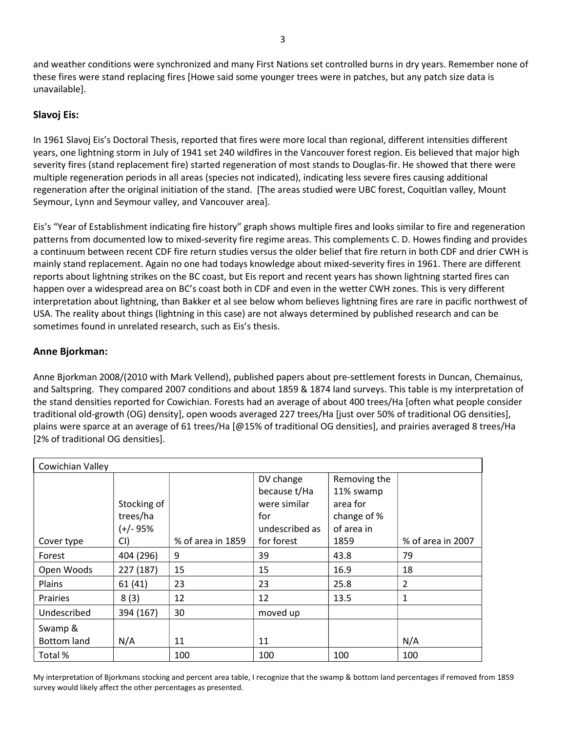and weather conditions were synchronized and many First Nations set controlled burns in dry years. Remember none of these fires were stand replacing fires [Howe said some younger trees were in patches, but any patch size data is unavailable].

### Slavoj Eis:

In 1961 Slavoj Eis's Doctoral Thesis, reported that fires were more local than regional, different intensities different years, one lightning storm in July of 1941 set 240 wildfires in the Vancouver forest region. Eis believed that major high severity fires (stand replacement fire) started regeneration of most stands to Douglas-fir. He showed that there were multiple regeneration periods in all areas (species not indicated), indicating less severe fires causing additional regeneration after the original initiation of the stand. [The areas studied were UBC forest, Coquitlan valley, Mount Seymour, Lynn and Seymour valley, and Vancouver area].

Eis's "Year of Establishment indicating fire history" graph shows multiple fires and looks similar to fire and regeneration patterns from documented low to mixed-severity fire regime areas. This complements C. D. Howes finding and provides a continuum between recent CDF fire return studies versus the older belief that fire return in both CDF and drier CWH is mainly stand replacement. Again no one had todays knowledge about mixed-severity fires in 1961. There are different reports about lightning strikes on the BC coast, but Eis report and recent years has shown lightning started fires can happen over a widespread area on BC's coast both in CDF and even in the wetter CWH zones. This is very different interpretation about lightning, than Bakker et al see below whom believes lightning fires are rare in pacific northwest of USA. The reality about things (lightning in this case) are not always determined by published research and can be sometimes found in unrelated research, such as Eis's thesis.

### Anne Bjorkman:

Anne Bjorkman 2008/(2010 with Mark Vellend), published papers about pre-settlement forests in Duncan, Chemainus, and Saltspring. They compared 2007 conditions and about 1859 & 1874 land surveys. This table is my interpretation of the stand densities reported for Cowichian. Forests had an average of about 400 trees/Ha [often what people consider traditional old-growth (OG) density], open woods averaged 227 trees/Ha [just over 50% of traditional OG densities], plains were sparce at an average of 61 trees/Ha [@15% of traditional OG densities], and prairies averaged 8 trees/Ha [2% of traditional OG densities].

| Cowichian Valley | | | | | |
|---|---|---|---|---|---|
| Cover type | Stocking of trees/ha (+/- 95% CI) | % of area in 1859 | DV change because t/Ha were similar for undescribed as for forest | Removing the 11% swamp area for change of % of area in 1859 | % of area in 2007 |
| Forest | 404 (296) | 9 | 39 | 43.8 | 79 |
| Open Woods | 227 (187) | 15 | 15 | 16.9 | 18 |
| Plains | 61 (41) | 23 | 23 | 25.8 | 2 |
| Prairies | 8 (3) | 12 | 12 | 13.5 | 1 |
| Undescribed | 394 (167) | 30 | moved up | | |
| Swamp & Bottom land | N/A | 11 | 11 | | N/A |
| Total % | | 100 | 100 | 100 | 100 |

My interpretation of Bjorkmans stocking and percent area table, I recognize that the swamp & bottom land percentages if removed from 1859 survey would likely affect the other percentages as presented.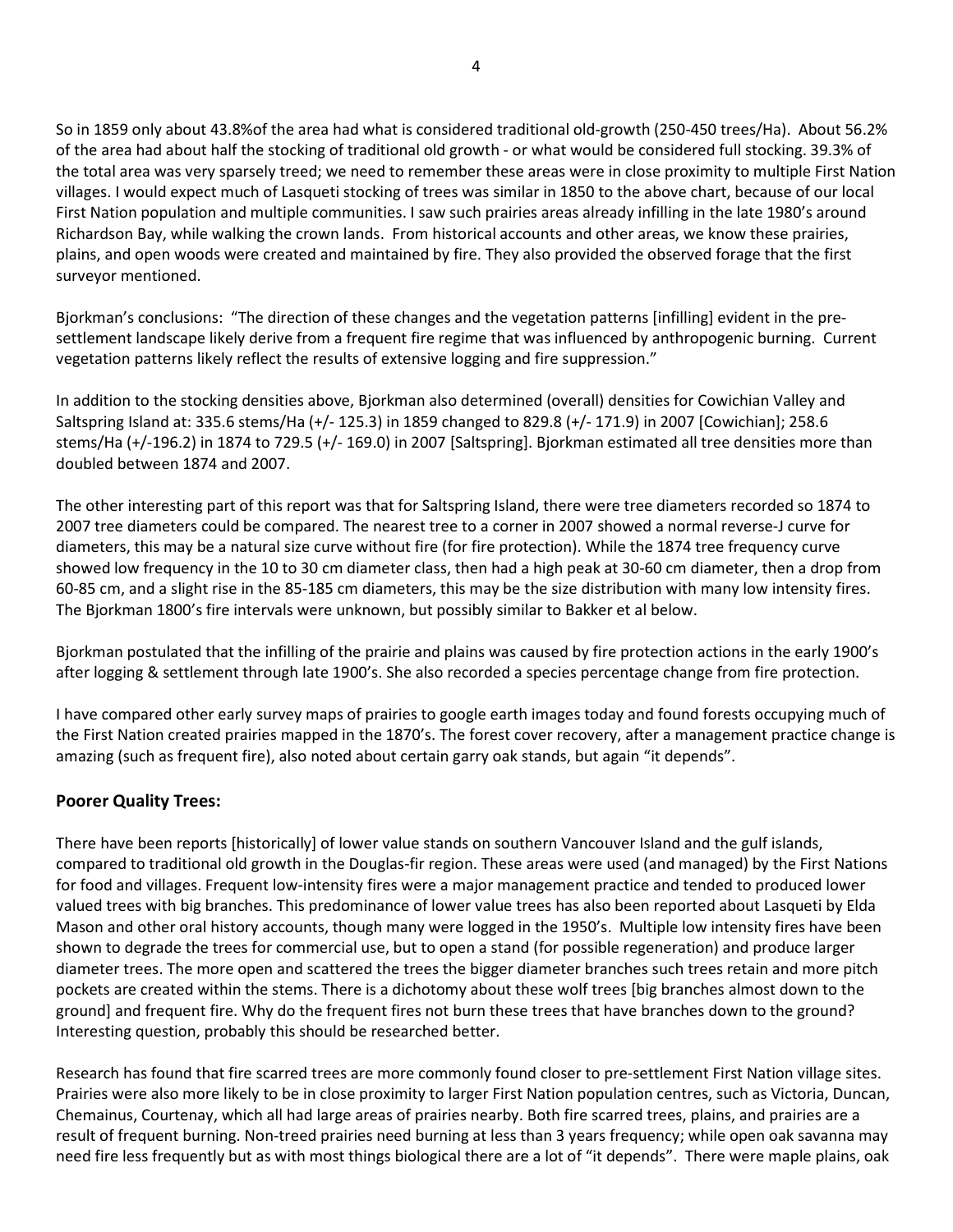So in 1859 only about 43.8%of the area had what is considered traditional old-growth (250-450 trees/Ha). About 56.2% of the area had about half the stocking of traditional old growth - or what would be considered full stocking. 39.3% of the total area was very sparsely treed; we need to remember these areas were in close proximity to multiple First Nation villages. I would expect much of Lasqueti stocking of trees was similar in 1850 to the above chart, because of our local First Nation population and multiple communities. I saw such prairies areas already infilling in the late 1980's around Richardson Bay, while walking the crown lands. From historical accounts and other areas, we know these prairies, plains, and open woods were created and maintained by fire. They also provided the observed forage that the first surveyor mentioned.

Bjorkman's conclusions: "The direction of these changes and the vegetation patterns [infilling] evident in the pre-settlement landscape likely derive from a frequent fire regime that was influenced by anthropogenic burning. Current vegetation patterns likely reflect the results of extensive logging and fire suppression."

In addition to the stocking densities above, Bjorkman also determined (overall) densities for Cowichian Valley and Saltspring Island at: 335.6 stems/Ha (+/- 125.3) in 1859 changed to 829.8 (+/- 171.9) in 2007 [Cowichian]; 258.6 stems/Ha (+/-196.2) in 1874 to 729.5 (+/- 169.0) in 2007 [Saltspring]. Bjorkman estimated all tree densities more than doubled between 1874 and 2007.

The other interesting part of this report was that for Saltspring Island, there were tree diameters recorded so 1874 to 2007 tree diameters could be compared. The nearest tree to a corner in 2007 showed a normal reverse-J curve for diameters, this may be a natural size curve without fire (for fire protection). While the 1874 tree frequency curve showed low frequency in the 10 to 30 cm diameter class, then had a high peak at 30-60 cm diameter, then a drop from 60-85 cm, and a slight rise in the 85-185 cm diameters, this may be the size distribution with many low intensity fires. The Bjorkman 1800's fire intervals were unknown, but possibly similar to Bakker et al below.

Bjorkman postulated that the infilling of the prairie and plains was caused by fire protection actions in the early 1900's after logging & settlement through late 1900's. She also recorded a species percentage change from fire protection.

I have compared other early survey maps of prairies to google earth images today and found forests occupying much of the First Nation created prairies mapped in the 1870's. The forest cover recovery, after a management practice change is amazing (such as frequent fire), also noted about certain garry oak stands, but again "it depends".

## Poorer Quality Trees:

There have been reports [historically] of lower value stands on southern Vancouver Island and the gulf islands, compared to traditional old growth in the Douglas-fir region. These areas were used (and managed) by the First Nations for food and villages. Frequent low-intensity fires were a major management practice and tended to produced lower valued trees with big branches. This predominance of lower value trees has also been reported about Lasqueti by Elda Mason and other oral history accounts, though many were logged in the 1950's. Multiple low intensity fires have been shown to degrade the trees for commercial use, but to open a stand (for possible regeneration) and produce larger diameter trees. The more open and scattered the trees the bigger diameter branches such trees retain and more pitch pockets are created within the stems. There is a dichotomy about these wolf trees [big branches almost down to the ground] and frequent fire. Why do the frequent fires not burn these trees that have branches down to the ground? Interesting question, probably this should be researched better.

Research has found that fire scarred trees are more commonly found closer to pre-settlement First Nation village sites. Prairies were also more likely to be in close proximity to larger First Nation population centres, such as Victoria, Duncan, Chemainus, Courtenay, which all had large areas of prairies nearby. Both fire scarred trees, plains, and prairies are a result of frequent burning. Non-treed prairies need burning at less than 3 years frequency; while open oak savanna may need fire less frequently but as with most things biological there are a lot of "it depends". There were maple plains, oak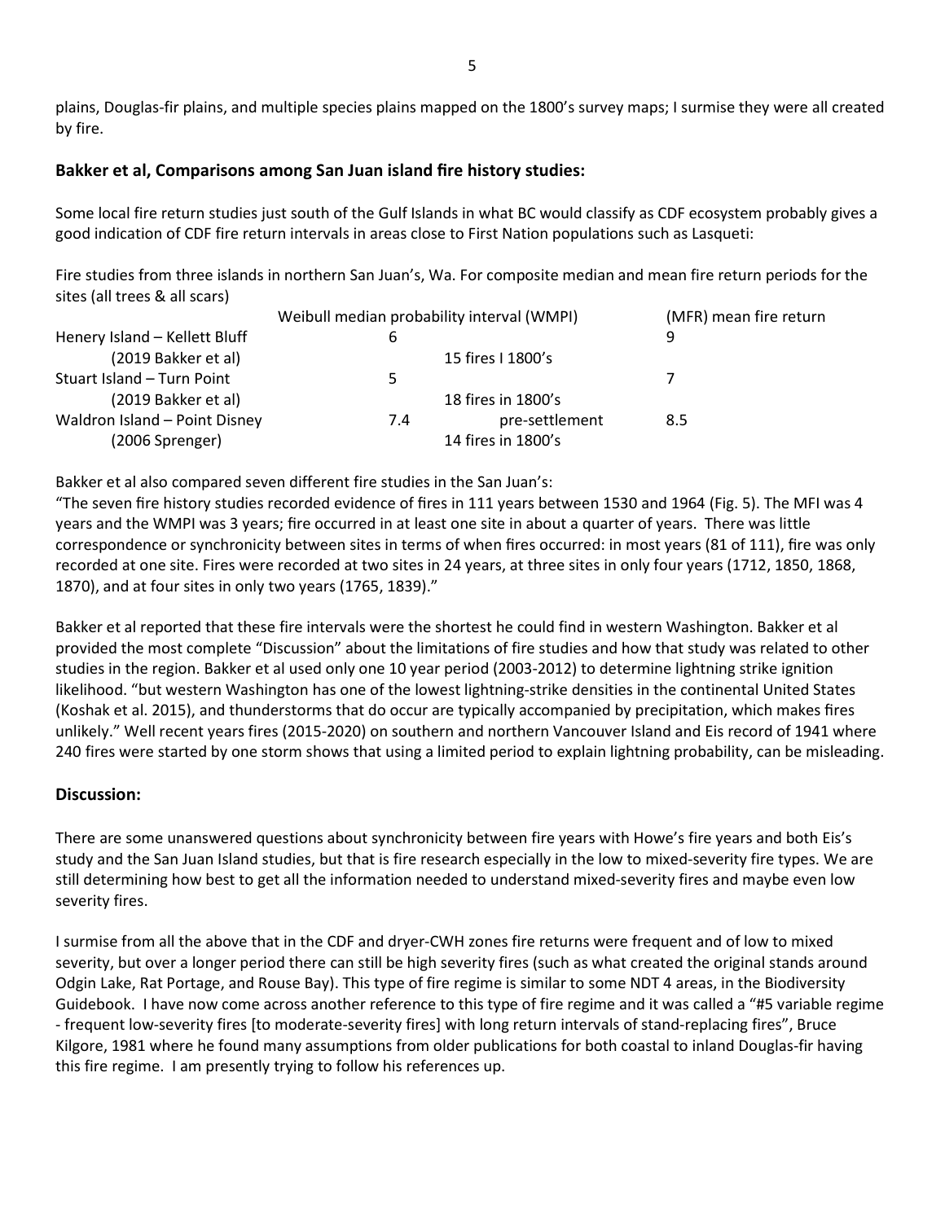plains, Douglas-fir plains, and multiple species plains mapped on the 1800's survey maps; I surmise they were all created by fire.

### Bakker et al, Comparisons among San Juan island fire history studies:

Some local fire return studies just south of the Gulf Islands in what BC would classify as CDF ecosystem probably gives a good indication of CDF fire return intervals in areas close to First Nation populations such as Lasqueti:

Fire studies from three islands in northern San Juan's, Wa. For composite median and mean fire return periods for the sites (all trees & all scars)

| | Weibull median probability interval (WMPI) | | (MFR) mean fire return |
|---|---|---|---|
| Henery Island – Kellett Bluff | 6 | | 9 |
| (2019 Bakker et al) | | 15 fires I 1800's | |
| Stuart Island – Turn Point | 5 | | 7 |
| (2019 Bakker et al) | | 18 fires in 1800's | |
| Waldron Island – Point Disney | 7.4 | pre-settlement | 8.5 |
| (2006 Sprenger) | | 14 fires in 1800's | |

Bakker et al also compared seven different fire studies in the San Juan's:

"The seven fire history studies recorded evidence of fires in 111 years between 1530 and 1964 (Fig. 5). The MFI was 4 years and the WMPI was 3 years; fire occurred in at least one site in about a quarter of years. There was little correspondence or synchronicity between sites in terms of when fires occurred: in most years (81 of 111), fire was only recorded at one site. Fires were recorded at two sites in 24 years, at three sites in only four years (1712, 1850, 1868, 1870), and at four sites in only two years (1765, 1839)."

Bakker et al reported that these fire intervals were the shortest he could find in western Washington. Bakker et al provided the most complete "Discussion" about the limitations of fire studies and how that study was related to other studies in the region. Bakker et al used only one 10 year period (2003-2012) to determine lightning strike ignition likelihood. "but western Washington has one of the lowest lightning-strike densities in the continental United States (Koshak et al. 2015), and thunderstorms that do occur are typically accompanied by precipitation, which makes fires unlikely." Well recent years fires (2015-2020) on southern and northern Vancouver Island and Eis record of 1941 where 240 fires were started by one storm shows that using a limited period to explain lightning probability, can be misleading.

### Discussion:

There are some unanswered questions about synchronicity between fire years with Howe's fire years and both Eis's study and the San Juan Island studies, but that is fire research especially in the low to mixed-severity fire types. We are still determining how best to get all the information needed to understand mixed-severity fires and maybe even low severity fires.

I surmise from all the above that in the CDF and dryer-CWH zones fire returns were frequent and of low to mixed severity, but over a longer period there can still be high severity fires (such as what created the original stands around Odgin Lake, Rat Portage, and Rouse Bay). This type of fire regime is similar to some NDT 4 areas, in the Biodiversity Guidebook. I have now come across another reference to this type of fire regime and it was called a "#5 variable regime - frequent low-severity fires [to moderate-severity fires] with long return intervals of stand-replacing fires", Bruce Kilgore, 1981 where he found many assumptions from older publications for both coastal to inland Douglas-fir having this fire regime. I am presently trying to follow his references up.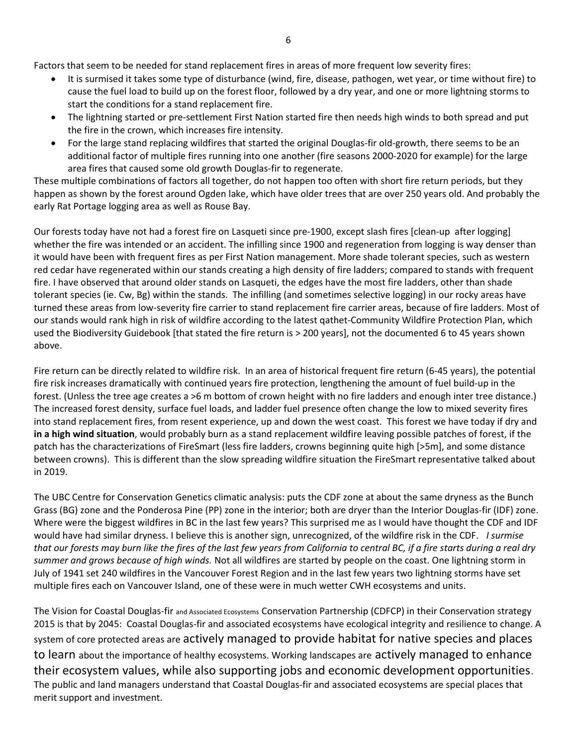Factors that seem to be needed for stand replacement fires in areas of more frequent low severity fires:

- It is surmised it takes some type of disturbance (wind, fire, disease, pathogen, wet year, or time without fire) to cause the fuel load to build up on the forest floor, followed by a dry year, and one or more lightning storms to start the conditions for a stand replacement fire.
- The lightning started or pre-settlement First Nation started fire then needs high winds to both spread and put the fire in the crown, which increases fire intensity.
- For the large stand replacing wildfires that started the original Douglas-fir old-growth, there seems to be an additional factor of multiple fires running into one another (fire seasons 2000-2020 for example) for the large area fires that caused some old growth Douglas-fir to regenerate.

These multiple combinations of factors all together, do not happen too often with short fire return periods, but they happen as shown by the forest around Ogden lake, which have older trees that are over 250 years old. And probably the early Rat Portage logging area as well as Rouse Bay.

Our forests today have not had a forest fire on Lasqueti since pre-1900, except slash fires [clean-up after logging] whether the fire was intended or an accident. The infilling since 1900 and regeneration from logging is way denser than it would have been with frequent fires as per First Nation management. More shade tolerant species, such as western red cedar have regenerated within our stands creating a high density of fire ladders; compared to stands with frequent fire. I have observed that around older stands on Lasqueti, the edges have the most fire ladders, other than shade tolerant species (ie. Cw, Bg) within the stands. The infilling (and sometimes selective logging) in our rocky areas have turned these areas from low-severity fire carrier to stand replacement fire carrier areas, because of fire ladders. Most of our stands would rank high in risk of wildfire according to the latest qathet-Community Wildfire Protection Plan, which used the Biodiversity Guidebook [that stated the fire return is > 200 years], not the documented 6 to 45 years shown above.

Fire return can be directly related to wildfire risk. In an area of historical frequent fire return (6-45 years), the potential fire risk increases dramatically with continued years fire protection, lengthening the amount of fuel build-up in the forest. (Unless the tree age creates a >6 m bottom of crown height with no fire ladders and enough inter tree distance.) The increased forest density, surface fuel loads, and ladder fuel presence often change the low to mixed severity fires into stand replacement fires, from resent experience, up and down the west coast. This forest we have today if dry and **in a high wind situation**, would probably burn as a stand replacement wildfire leaving possible patches of forest, if the patch has the characterizations of FireSmart (less fire ladders, crowns beginning quite high [>5m], and some distance between crowns). This is different than the slow spreading wildfire situation the FireSmart representative talked about in 2019.

The UBC Centre for Conservation Genetics climatic analysis: puts the CDF zone at about the same dryness as the Bunch Grass (BG) zone and the Ponderosa Pine (PP) zone in the interior; both are dryer than the Interior Douglas-fir (IDF) zone. Where were the biggest wildfires in BC in the last few years? This surprised me as I would have thought the CDF and IDF would have had similar dryness. I believe this is another sign, unrecognized, of the wildfire risk in the CDF. *I surmise that our forests may burn like the fires of the last few years from California to central BC, if a fire starts during a real dry summer and grows because of high winds.* Not all wildfires are started by people on the coast. One lightning storm in July of 1941 set 240 wildfires in the Vancouver Forest Region and in the last few years two lightning storms have set multiple fires each on Vancouver Island, one of these were in much wetter CWH ecosystems and units.

The Vision for Coastal Douglas-fir and Associated Ecosystems Conservation Partnership (CDFCP) in their Conservation strategy 2015 is that by 2045: Coastal Douglas-fir and associated ecosystems have ecological integrity and resilience to change. A system of core protected areas are actively managed to provide habitat for native species and places to learn about the importance of healthy ecosystems. Working landscapes are actively managed to enhance their ecosystem values, while also supporting jobs and economic development opportunities. The public and land managers understand that Coastal Douglas-fir and associated ecosystems are special places that merit support and investment.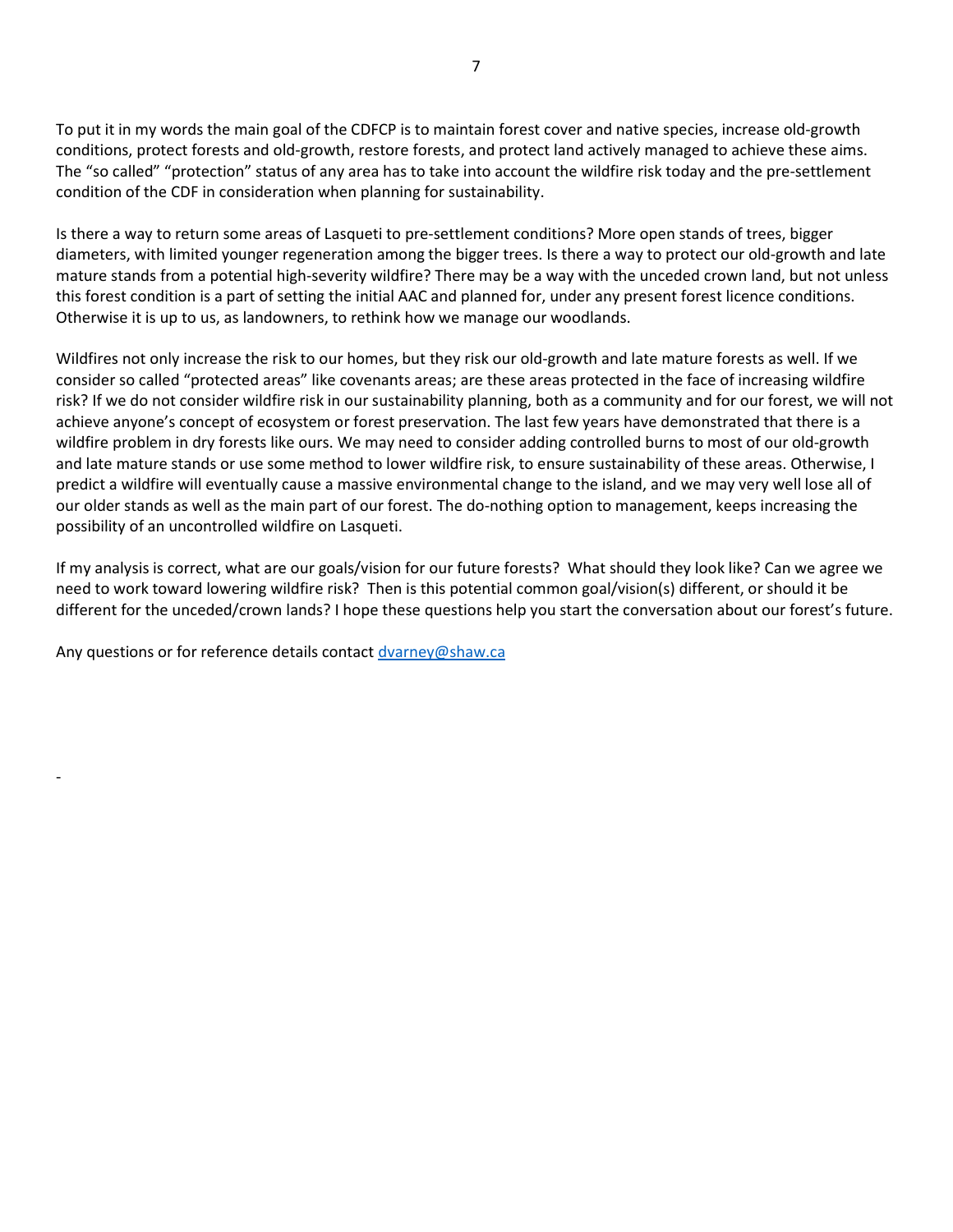To put it in my words the main goal of the CDFCP is to maintain forest cover and native species, increase old-growth conditions, protect forests and old-growth, restore forests, and protect land actively managed to achieve these aims. The "so called" "protection" status of any area has to take into account the wildfire risk today and the pre-settlement condition of the CDF in consideration when planning for sustainability.

Is there a way to return some areas of Lasqueti to pre-settlement conditions? More open stands of trees, bigger diameters, with limited younger regeneration among the bigger trees. Is there a way to protect our old-growth and late mature stands from a potential high-severity wildfire? There may be a way with the unceded crown land, but not unless this forest condition is a part of setting the initial AAC and planned for, under any present forest licence conditions. Otherwise it is up to us, as landowners, to rethink how we manage our woodlands.

Wildfires not only increase the risk to our homes, but they risk our old-growth and late mature forests as well. If we consider so called "protected areas" like covenants areas; are these areas protected in the face of increasing wildfire risk? If we do not consider wildfire risk in our sustainability planning, both as a community and for our forest, we will not achieve anyone's concept of ecosystem or forest preservation. The last few years have demonstrated that there is a wildfire problem in dry forests like ours. We may need to consider adding controlled burns to most of our old-growth and late mature stands or use some method to lower wildfire risk, to ensure sustainability of these areas. Otherwise, I predict a wildfire will eventually cause a massive environmental change to the island, and we may very well lose all of our older stands as well as the main part of our forest. The do-nothing option to management, keeps increasing the possibility of an uncontrolled wildfire on Lasqueti.

If my analysis is correct, what are our goals/vision for our future forests? What should they look like? Can we agree we need to work toward lowering wildfire risk? Then is this potential common goal/vision(s) different, or should it be different for the unceded/crown lands? I hope these questions help you start the conversation about our forest's future.

Any questions or for reference details contact dvarney@shaw.ca

-